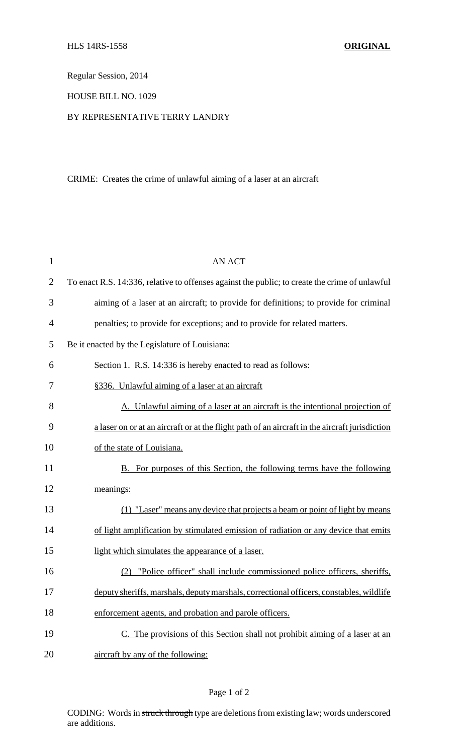HLS 14RS-1558 **ORIGINAL**

Regular Session, 2014

HOUSE BILL NO. 1029

BY REPRESENTATIVE TERRY LANDRY

CRIME: Creates the crime of unlawful aiming of a laser at an aircraft

AN ACT

To enact R.S. 14:336, relative to offenses against the public; to create the crime of unlawful aiming of a laser at an aircraft; to provide for definitions; to provide for criminal penalties; to provide for exceptions; and to provide for related matters.

Be it enacted by the Legislature of Louisiana:

Section 1. R.S. 14:336 is hereby enacted to read as follows:

§336. Unlawful aiming of a laser at an aircraft

A. Unlawful aiming of a laser at an aircraft is the intentional projection of a laser on or at an aircraft or at the flight path of an aircraft in the aircraft jurisdiction of the state of Louisiana.

B. For purposes of this Section, the following terms have the following meanings:

(1) "Laser" means any device that projects a beam or point of light by means of light amplification by stimulated emission of radiation or any device that emits light which simulates the appearance of a laser.

(2) "Police officer" shall include commissioned police officers, sheriffs, deputy sheriffs, marshals, deputy marshals, correctional officers, constables, wildlife enforcement agents, and probation and parole officers.

C. The provisions of this Section shall not prohibit aiming of a laser at an aircraft by any of the following:

CODING: Words in ~~struck through~~ type are deletions from existing law; words underscored are additions.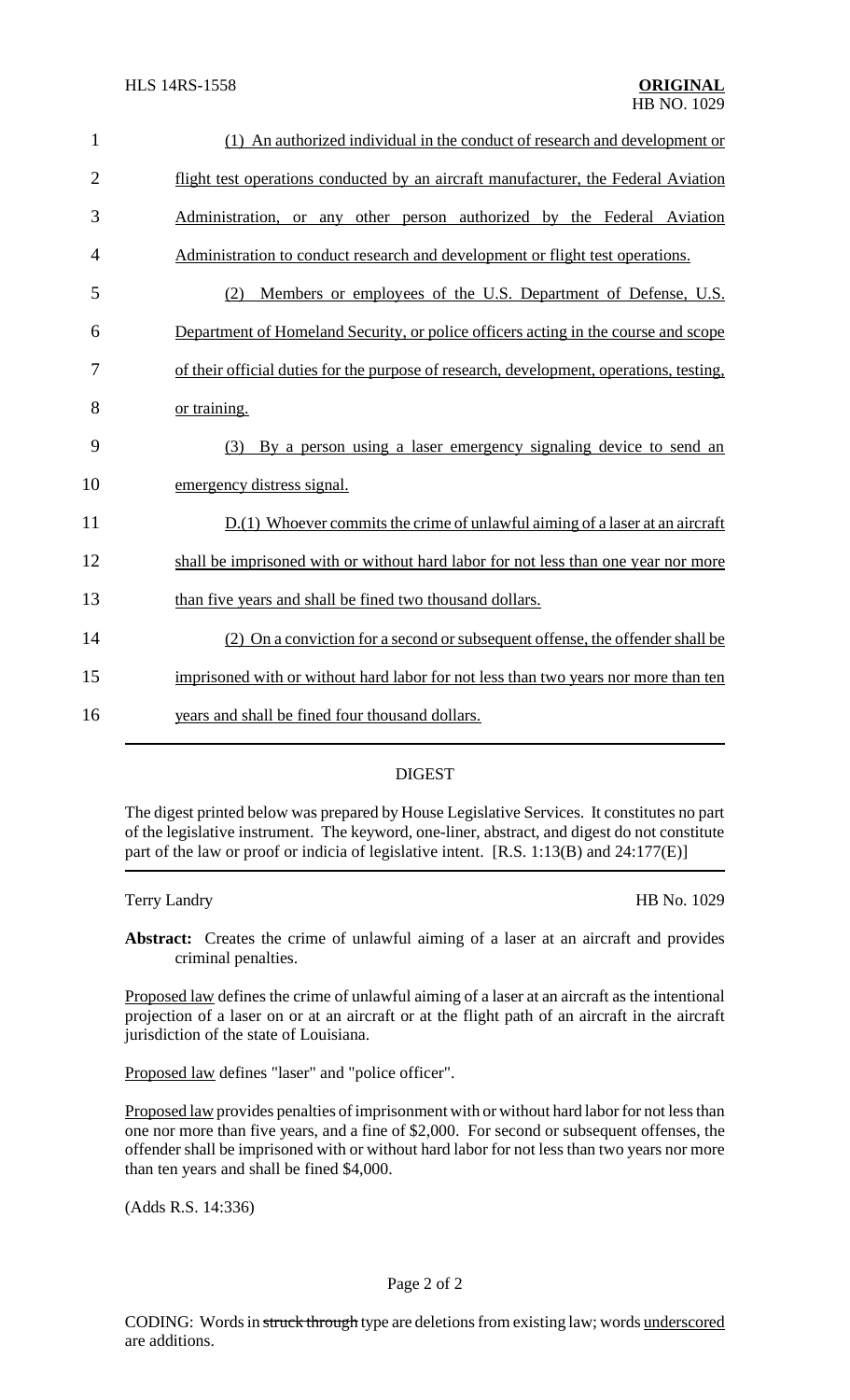1 (1) An authorized individual in the conduct of research and development or
2 flight test operations conducted by an aircraft manufacturer, the Federal Aviation
3 Administration, or any other person authorized by the Federal Aviation
4 Administration to conduct research and development or flight test operations.
5 (2) Members or employees of the U.S. Department of Defense, U.S.
6 Department of Homeland Security, or police officers acting in the course and scope
7 of their official duties for the purpose of research, development, operations, testing,
8 or training.
9 (3) By a person using a laser emergency signaling device to send an
10 emergency distress signal.
11 D.(1) Whoever commits the crime of unlawful aiming of a laser at an aircraft
12 shall be imprisoned with or without hard labor for not less than one year nor more
13 than five years and shall be fined two thousand dollars.
14 (2) On a conviction for a second or subsequent offense, the offender shall be
15 imprisoned with or without hard labor for not less than two years nor more than ten
16 years and shall be fined four thousand dollars.

## DIGEST

The digest printed below was prepared by House Legislative Services. It constitutes no part of the legislative instrument. The keyword, one-liner, abstract, and digest do not constitute part of the law or proof or indicia of legislative intent. [R.S. 1:13(B) and 24:177(E)]

Terry Landry HB No. 1029

**Abstract:** Creates the crime of unlawful aiming of a laser at an aircraft and provides criminal penalties.

Proposed law defines the crime of unlawful aiming of a laser at an aircraft as the intentional projection of a laser on or at an aircraft or at the flight path of an aircraft in the aircraft jurisdiction of the state of Louisiana.

Proposed law defines "laser" and "police officer".

Proposed law provides penalties of imprisonment with or without hard labor for not less than one nor more than five years, and a fine of $2,000. For second or subsequent offenses, the offender shall be imprisoned with or without hard labor for not less than two years nor more than ten years and shall be fined $4,000.

(Adds R.S. 14:336)

CODING: Words in ~~struck through~~ type are deletions from existing law; words underscored are additions.